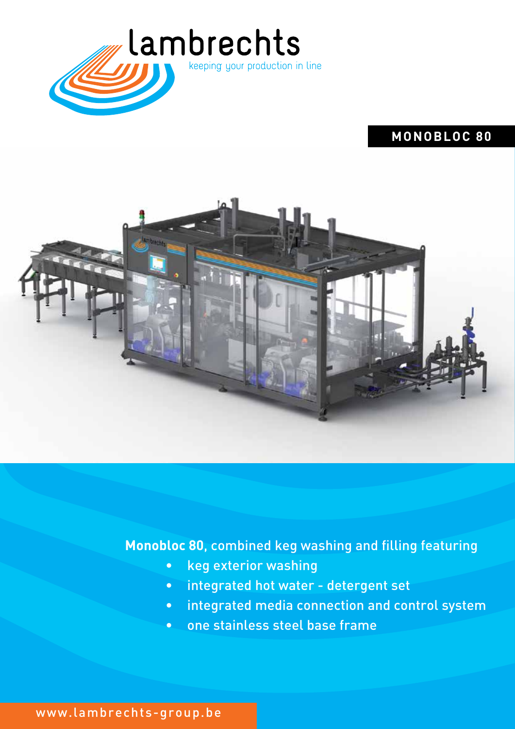lambrechts

keeping your production in line

## MONOBLOC 80

**Monobloc 80**, combined keg washing and filling featuring

- keg exterior washing
- integrated hot water - detergent set
- integrated media connection and control system
- one stainless steel base frame

www.lambrechts-group.be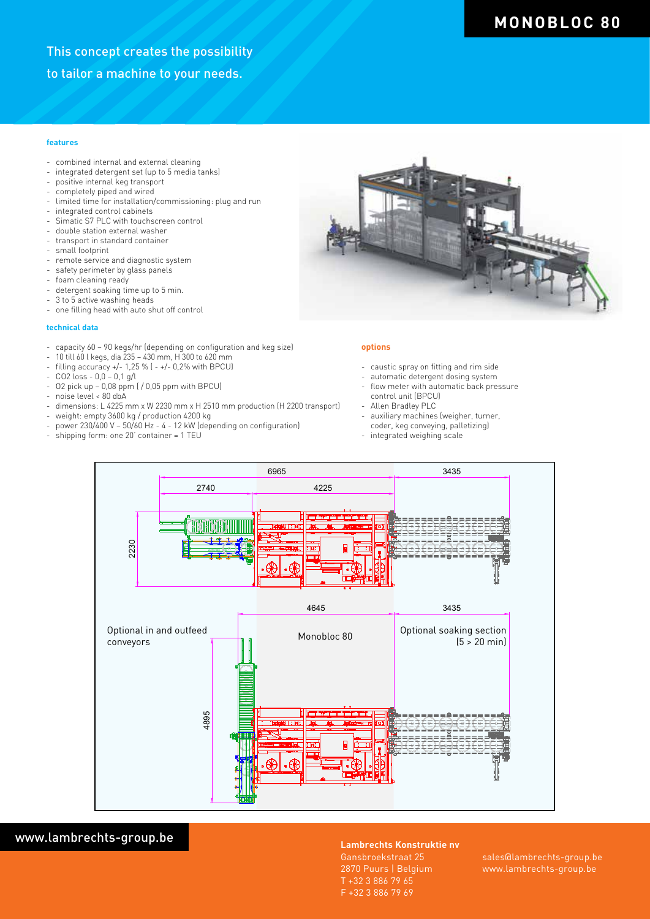# MONOBLOC 80

This concept creates the possibility to tailor a machine to your needs.

### features

- combined internal and external cleaning
- integrated detergent set (up to 5 media tanks)
- positive internal keg transport
- completely piped and wired
- limited time for installation/commissioning: plug and run
- integrated control cabinets
- Simatic S7 PLC with touchscreen control
- double station external washer
- transport in standard container
- small footprint
- remote service and diagnostic system
- safety perimeter by glass panels
- foam cleaning ready
- detergent soaking time up to 5 min.
- 3 to 5 active washing heads
- one filling head with auto shut off control

### technical data

- capacity 60 – 90 kegs/hr (depending on configuration and keg size)
- 10 till 60 l kegs, dia 235 – 430 mm, H 300 to 620 mm
- filling accuracy +/- 1,25 % ( - +/- 0,2% with BPCU)
- $CO_2$ loss - 0,0 – 0,1 g/l
- $O_2$ pick up – 0,08 ppm ( / 0,05 ppm with BPCU)
- noise level < 80 dbA
- dimensions: L 4225 mm x W 2230 mm x H 2510 mm production (H 2200 transport)
- weight: empty 3600 kg / production 4200 kg
- power 230/400 V – 50/60 Hz - 4 - 12 kW (depending on configuration)
- shipping form: one 20' container = 1 TEU

### options

- caustic spray on fitting and rim side
- automatic detergent dosing system
- flow meter with automatic back pressure control unit (BPCU)
- Allen Bradley PLC
- auxiliary machines (weigher, turner, coder, keg conveying, palletizing)
- integrated weighing scale

6965
3435
2740
4225
2230
4645
3435
Optional in and outfeed conveyors
Monobloc 80
Optional soaking section (5 > 20 min)
4895

www.lambrechts-group.be

**Lambrechts Konstruktie nv**
Gansbroekstraat 25
2870 Puurs | Belgium
T +32 3 886 79 65
F +32 3 886 79 69

sales@lambrechts-group.be
www.lambrechts-group.be